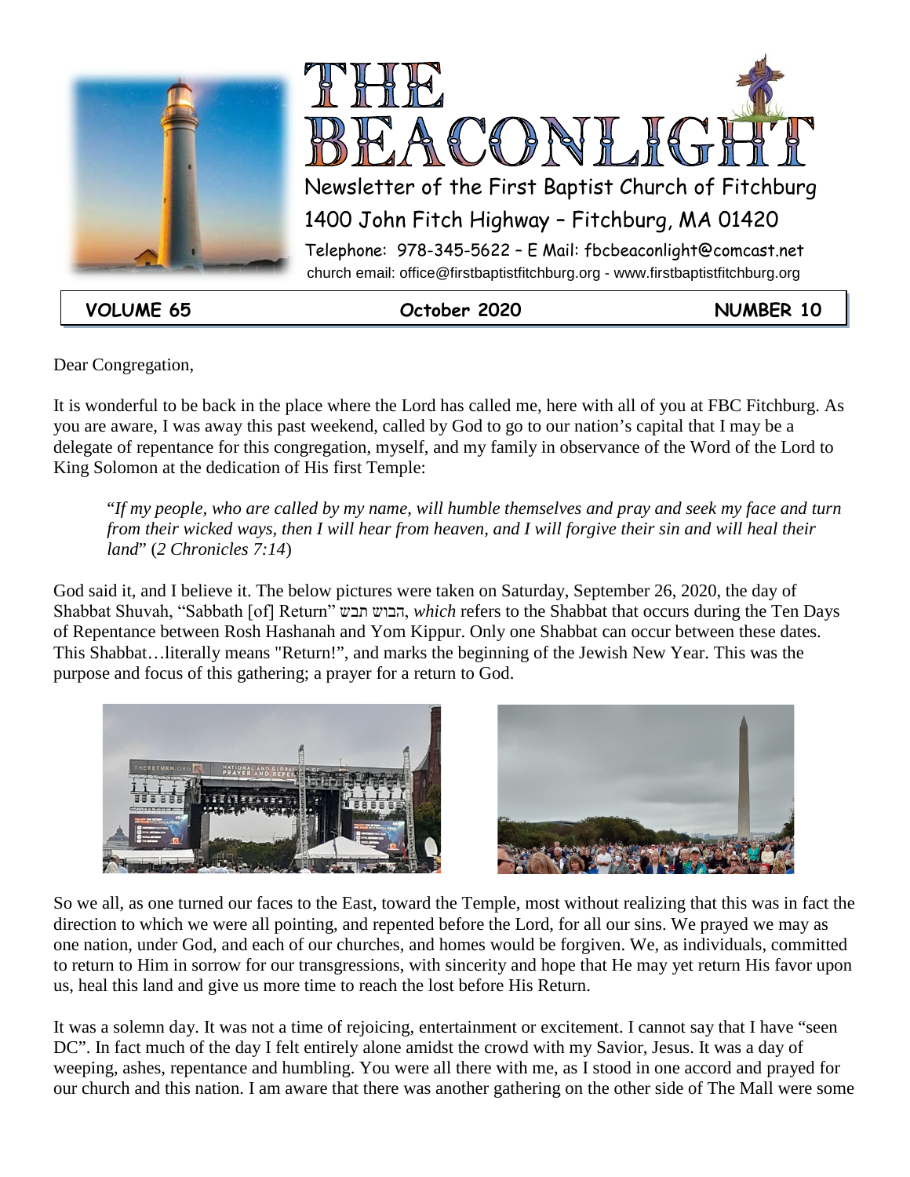# THE BEACONLIGHT

Newsletter of the First Baptist Church of Fitchburg

1400 John Fitch Highway – Fitchburg, MA 01420

Telephone: 978-345-5622 – E Mail: fbcbeaconlight@comcast.net

church email: office@firstbaptistfitchburg.org - www.firstbaptistfitchburg.org

**VOLUME 65** | **October 2020** | **NUMBER 10**

Dear Congregation,

It is wonderful to be back in the place where the Lord has called me, here with all of you at FBC Fitchburg. As you are aware, I was away this past weekend, called by God to go to our nation's capital that I may be a delegate of repentance for this congregation, myself, and my family in observance of the Word of the Lord to King Solomon at the dedication of His first Temple:

> "*If my people, who are called by my name, will humble themselves and pray and seek my face and turn from their wicked ways, then I will hear from heaven, and I will forgive their sin and will heal their land*" (*2 Chronicles 7:14*)

God said it, and I believe it. The below pictures were taken on Saturday, September 26, 2020, the day of Shabbat Shuvah, "Sabbath [of] Return" שבת שובה, *which* refers to the Shabbat that occurs during the Ten Days of Repentance between Rosh Hashanah and Yom Kippur. Only one Shabbat can occur between these dates. This Shabbat…literally means "Return!", and marks the beginning of the Jewish New Year. This was the purpose and focus of this gathering; a prayer for a return to God.

So we all, as one turned our faces to the East, toward the Temple, most without realizing that this was in fact the direction to which we were all pointing, and repented before the Lord, for all our sins. We prayed we may as one nation, under God, and each of our churches, and homes would be forgiven. We, as individuals, committed to return to Him in sorrow for our transgressions, with sincerity and hope that He may yet return His favor upon us, heal this land and give us more time to reach the lost before His Return.

It was a solemn day. It was not a time of rejoicing, entertainment or excitement. I cannot say that I have "seen DC". In fact much of the day I felt entirely alone amidst the crowd with my Savior, Jesus. It was a day of weeping, ashes, repentance and humbling. You were all there with me, as I stood in one accord and prayed for our church and this nation. I am aware that there was another gathering on the other side of The Mall were some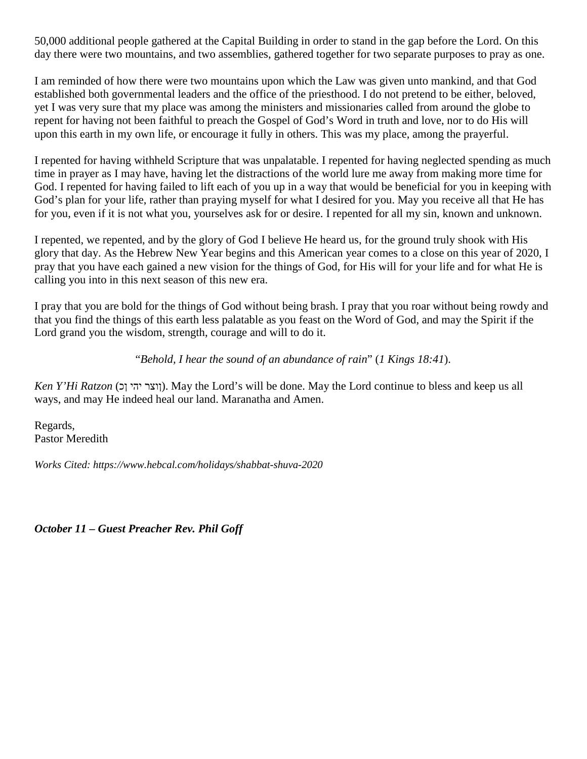50,000 additional people gathered at the Capital Building in order to stand in the gap before the Lord. On this day there were two mountains, and two assemblies, gathered together for two separate purposes to pray as one.

I am reminded of how there were two mountains upon which the Law was given unto mankind, and that God established both governmental leaders and the office of the priesthood. I do not pretend to be either, beloved, yet I was very sure that my place was among the ministers and missionaries called from around the globe to repent for having not been faithful to preach the Gospel of God's Word in truth and love, nor to do His will upon this earth in my own life, or encourage it fully in others. This was my place, among the prayerful.

I repented for having withheld Scripture that was unpalatable. I repented for having neglected spending as much time in prayer as I may have, having let the distractions of the world lure me away from making more time for God. I repented for having failed to lift each of you up in a way that would be beneficial for you in keeping with God's plan for your life, rather than praying myself for what I desired for you. May you receive all that He has for you, even if it is not what you, yourselves ask for or desire. I repented for all my sin, known and unknown.

I repented, we repented, and by the glory of God I believe He heard us, for the ground truly shook with His glory that day. As the Hebrew New Year begins and this American year comes to a close on this year of 2020, I pray that you have each gained a new vision for the things of God, for His will for your life and for what He is calling you into in this next season of this new era.

I pray that you are bold for the things of God without being brash. I pray that you roar without being rowdy and that you find the things of this earth less palatable as you feast on the Word of God, and may the Spirit if the Lord grand you the wisdom, strength, courage and will to do it.

"*Behold, I hear the sound of an abundance of rain*" (*1 Kings 18:41*).

*Ken Y'Hi Ratzon* (כן יהי רצון). May the Lord's will be done. May the Lord continue to bless and keep us all ways, and may He indeed heal our land. Maranatha and Amen.

Regards,
Pastor Meredith

*Works Cited: https://www.hebcal.com/holidays/shabbat-shuva-2020*

***October 11 – Guest Preacher Rev. Phil Goff***